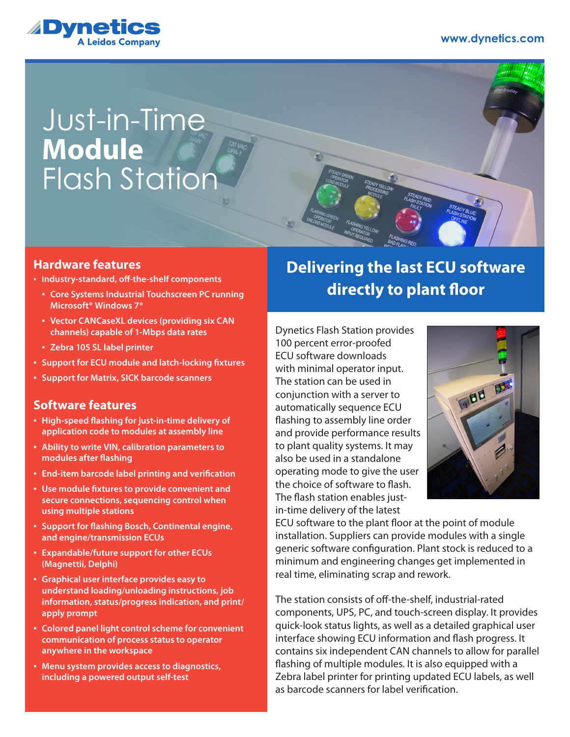Dynetics
A Leidos Company

www.dynetics.com

# Just-in-Time **Module** Flash Station

## Hardware features

- Industry-standard, off-the-shelf components
  - Core Systems Industrial Touchscreen PC running Microsoft® Windows 7®
  - Vector CANCaseXL devices (providing six CAN channels) capable of 1-Mbps data rates
  - Zebra 105 SL label printer
- Support for ECU module and latch-locking fixtures
- Support for Matrix, SICK barcode scanners

## Software features

- High-speed flashing for just-in-time delivery of application code to modules at assembly line
- Ability to write VIN, calibration parameters to modules after flashing
- End-item barcode label printing and verification
- Use module fixtures to provide convenient and secure connections, sequencing control when using multiple stations
- Support for flashing Bosch, Continental engine, and engine/transmission ECUs
- Expandable/future support for other ECUs (Magnettii, Delphi)
- Graphical user interface provides easy to understand loading/unloading instructions, job information, status/progress indication, and print/apply prompt
- Colored panel light control scheme for convenient communication of process status to operator anywhere in the workspace
- Menu system provides access to diagnostics, including a powered output self-test

## Delivering the last ECU software directly to plant floor

Dynetics Flash Station provides 100 percent error-proofed ECU software downloads with minimal operator input. The station can be used in conjunction with a server to automatically sequence ECU flashing to assembly line order and provide performance results to plant quality systems. It may also be used in a standalone operating mode to give the user the choice of software to flash. The flash station enables just-in-time delivery of the latest ECU software to the plant floor at the point of module installation. Suppliers can provide modules with a single generic software configuration. Plant stock is reduced to a minimum and engineering changes get implemented in real time, eliminating scrap and rework.

The station consists of off-the-shelf, industrial-rated components, UPS, PC, and touch-screen display. It provides quick-look status lights, as well as a detailed graphical user interface showing ECU information and flash progress. It contains six independent CAN channels to allow for parallel flashing of multiple modules. It is also equipped with a Zebra label printer for printing updated ECU labels, as well as barcode scanners for label verification.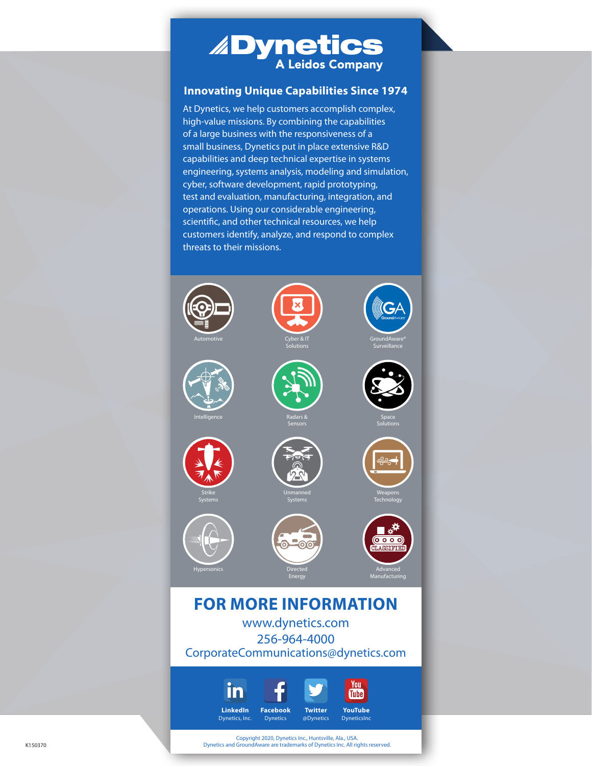# Dynetics

A Leidos Company

## Innovating Unique Capabilities Since 1974

At Dynetics, we help customers accomplish complex, high-value missions. By combining the capabilities of a large business with the responsiveness of a small business, Dynetics put in place extensive R&D capabilities and deep technical expertise in systems engineering, systems analysis, modeling and simulation, cyber, software development, rapid prototyping, test and evaluation, manufacturing, integration, and operations. Using our considerable engineering, scientific, and other technical resources, we help customers identify, analyze, and respond to complex threats to their missions.

Automotive

Cyber & IT Solutions

GroundAware® Surveillance

Intelligence

Radars & Sensors

Space Solutions

Strike Systems

Unmanned Systems

Weapons Technology

Hypersonics

Directed Energy

Advanced Manufacturing

## FOR MORE INFORMATION

www.dynetics.com

256-964-4000

CorporateCommunications@dynetics.com

**LinkedIn** Dynetics, Inc.

**Facebook** Dynetics

**Twitter** @Dynetics

**YouTube** DyneticsInc

Copyright 2020, Dynetics Inc., Huntsville, Ala., USA.
Dynetics and GroundAware are trademarks of Dynetics Inc. All rights reserved.

K150370